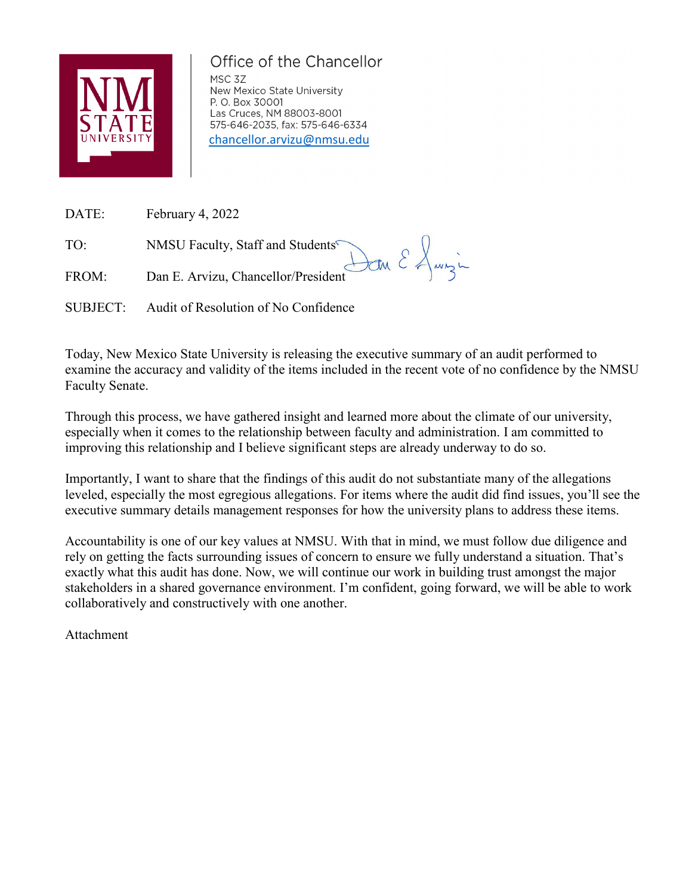# Office of the Chancellor

MSC 3Z
New Mexico State University
P. O. Box 30001
Las Cruces, NM 88003-8001
575-646-2035, fax: 575-646-6334
chancellor.arvizu@nmsu.edu

DATE: February 4, 2022

TO: NMSU Faculty, Staff and Students

FROM: Dan E. Arvizu, Chancellor/President

SUBJECT: Audit of Resolution of No Confidence

Today, New Mexico State University is releasing the executive summary of an audit performed to examine the accuracy and validity of the items included in the recent vote of no confidence by the NMSU Faculty Senate.

Through this process, we have gathered insight and learned more about the climate of our university, especially when it comes to the relationship between faculty and administration. I am committed to improving this relationship and I believe significant steps are already underway to do so.

Importantly, I want to share that the findings of this audit do not substantiate many of the allegations leveled, especially the most egregious allegations. For items where the audit did find issues, you'll see the executive summary details management responses for how the university plans to address these items.

Accountability is one of our key values at NMSU. With that in mind, we must follow due diligence and rely on getting the facts surrounding issues of concern to ensure we fully understand a situation. That's exactly what this audit has done. Now, we will continue our work in building trust amongst the major stakeholders in a shared governance environment. I'm confident, going forward, we will be able to work collaboratively and constructively with one another.

Attachment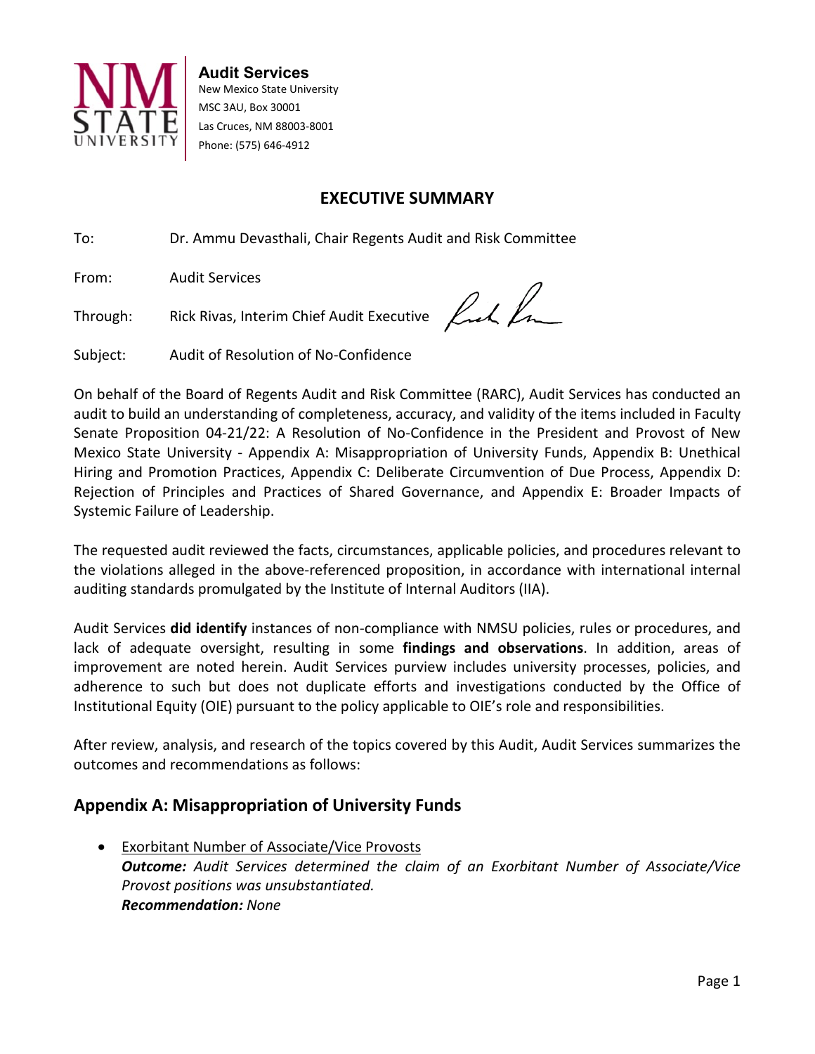**Audit Services**
New Mexico State University
MSC 3AU, Box 30001
Las Cruces, NM 88003-8001
Phone: (575) 646-4912

## EXECUTIVE SUMMARY

To: Dr. Ammu Devasthali, Chair Regents Audit and Risk Committee

From: Audit Services

Through: Rick Rivas, Interim Chief Audit Executive

Subject: Audit of Resolution of No-Confidence

On behalf of the Board of Regents Audit and Risk Committee (RARC), Audit Services has conducted an audit to build an understanding of completeness, accuracy, and validity of the items included in Faculty Senate Proposition 04-21/22: A Resolution of No-Confidence in the President and Provost of New Mexico State University - Appendix A: Misappropriation of University Funds, Appendix B: Unethical Hiring and Promotion Practices, Appendix C: Deliberate Circumvention of Due Process, Appendix D: Rejection of Principles and Practices of Shared Governance, and Appendix E: Broader Impacts of Systemic Failure of Leadership.

The requested audit reviewed the facts, circumstances, applicable policies, and procedures relevant to the violations alleged in the above-referenced proposition, in accordance with international internal auditing standards promulgated by the Institute of Internal Auditors (IIA).

Audit Services **did identify** instances of non-compliance with NMSU policies, rules or procedures, and lack of adequate oversight, resulting in some **findings and observations**. In addition, areas of improvement are noted herein. Audit Services purview includes university processes, policies, and adherence to such but does not duplicate efforts and investigations conducted by the Office of Institutional Equity (OIE) pursuant to the policy applicable to OIE's role and responsibilities.

After review, analysis, and research of the topics covered by this Audit, Audit Services summarizes the outcomes and recommendations as follows:

## Appendix A: Misappropriation of University Funds

- Exorbitant Number of Associate/Vice Provosts
  ***Outcome:*** *Audit Services determined the claim of an Exorbitant Number of Associate/Vice Provost positions was unsubstantiated.*
  ***Recommendation:*** *None*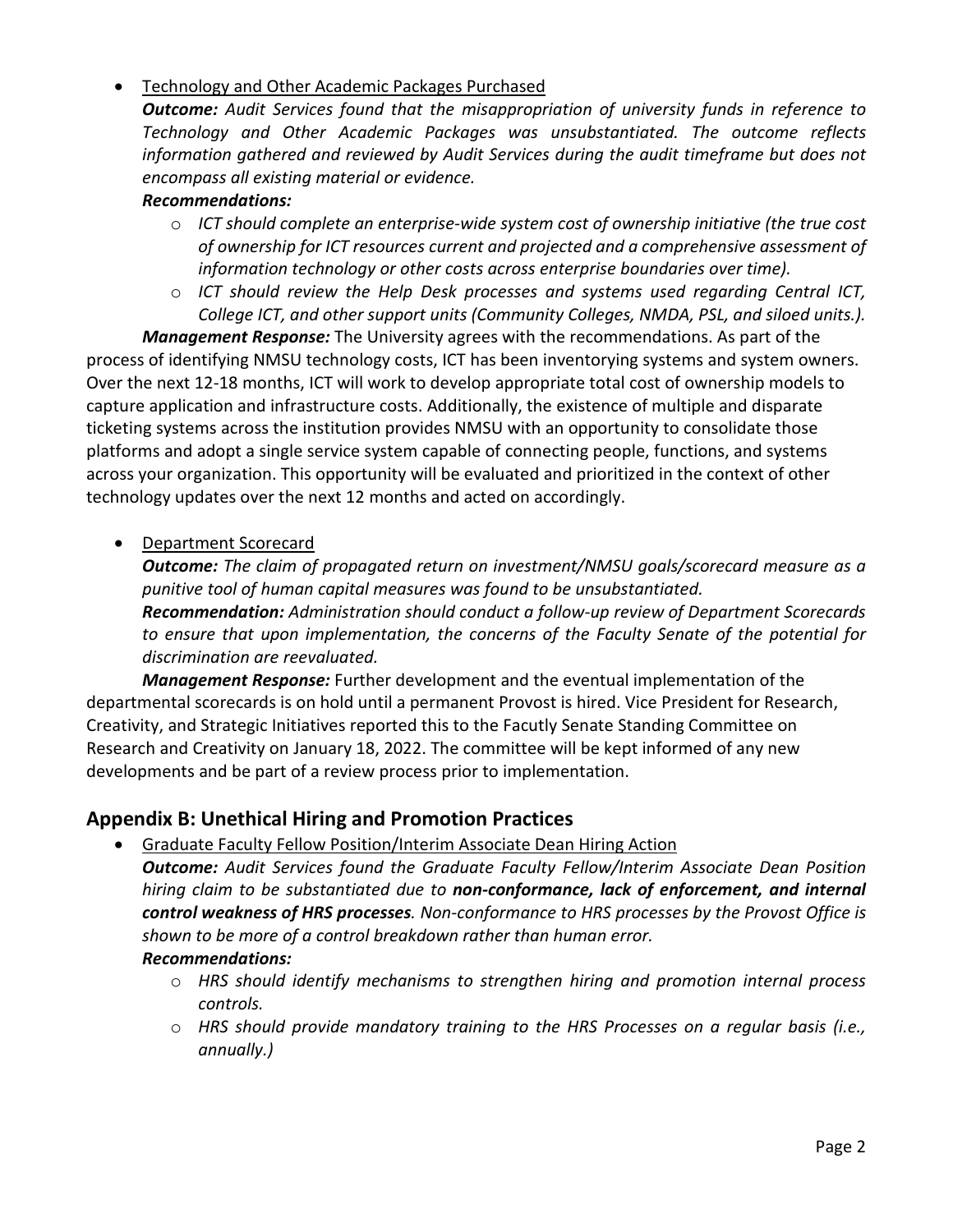- Technology and Other Academic Packages Purchased

  ***Outcome:*** *Audit Services found that the misappropriation of university funds in reference to Technology and Other Academic Packages was unsubstantiated. The outcome reflects information gathered and reviewed by Audit Services during the audit timeframe but does not encompass all existing material or evidence.*

  ***Recommendations:***
  - *ICT should complete an enterprise-wide system cost of ownership initiative (the true cost of ownership for ICT resources current and projected and a comprehensive assessment of information technology or other costs across enterprise boundaries over time).*
  - *ICT should review the Help Desk processes and systems used regarding Central ICT, College ICT, and other support units (Community Colleges, NMDA, PSL, and siloed units.).*

***Management Response:*** The University agrees with the recommendations. As part of the process of identifying NMSU technology costs, ICT has been inventorying systems and system owners. Over the next 12-18 months, ICT will work to develop appropriate total cost of ownership models to capture application and infrastructure costs. Additionally, the existence of multiple and disparate ticketing systems across the institution provides NMSU with an opportunity to consolidate those platforms and adopt a single service system capable of connecting people, functions, and systems across your organization. This opportunity will be evaluated and prioritized in the context of other technology updates over the next 12 months and acted on accordingly.

- Department Scorecard

  ***Outcome:*** *The claim of propagated return on investment/NMSU goals/scorecard measure as a punitive tool of human capital measures was found to be unsubstantiated.*

  ***Recommendation:*** *Administration should conduct a follow-up review of Department Scorecards to ensure that upon implementation, the concerns of the Faculty Senate of the potential for discrimination are reevaluated.*

***Management Response:*** Further development and the eventual implementation of the departmental scorecards is on hold until a permanent Provost is hired. Vice President for Research, Creativity, and Strategic Initiatives reported this to the Facutly Senate Standing Committee on Research and Creativity on January 18, 2022. The committee will be kept informed of any new developments and be part of a review process prior to implementation.

## Appendix B: Unethical Hiring and Promotion Practices

- Graduate Faculty Fellow Position/Interim Associate Dean Hiring Action

  ***Outcome:*** *Audit Services found the Graduate Faculty Fellow/Interim Associate Dean Position hiring claim to be substantiated due to* ***non-conformance, lack of enforcement, and internal control weakness of HRS processes****. Non-conformance to HRS processes by the Provost Office is shown to be more of a control breakdown rather than human error.*

  ***Recommendations:***
  - *HRS should identify mechanisms to strengthen hiring and promotion internal process controls.*
  - *HRS should provide mandatory training to the HRS Processes on a regular basis (i.e., annually.)*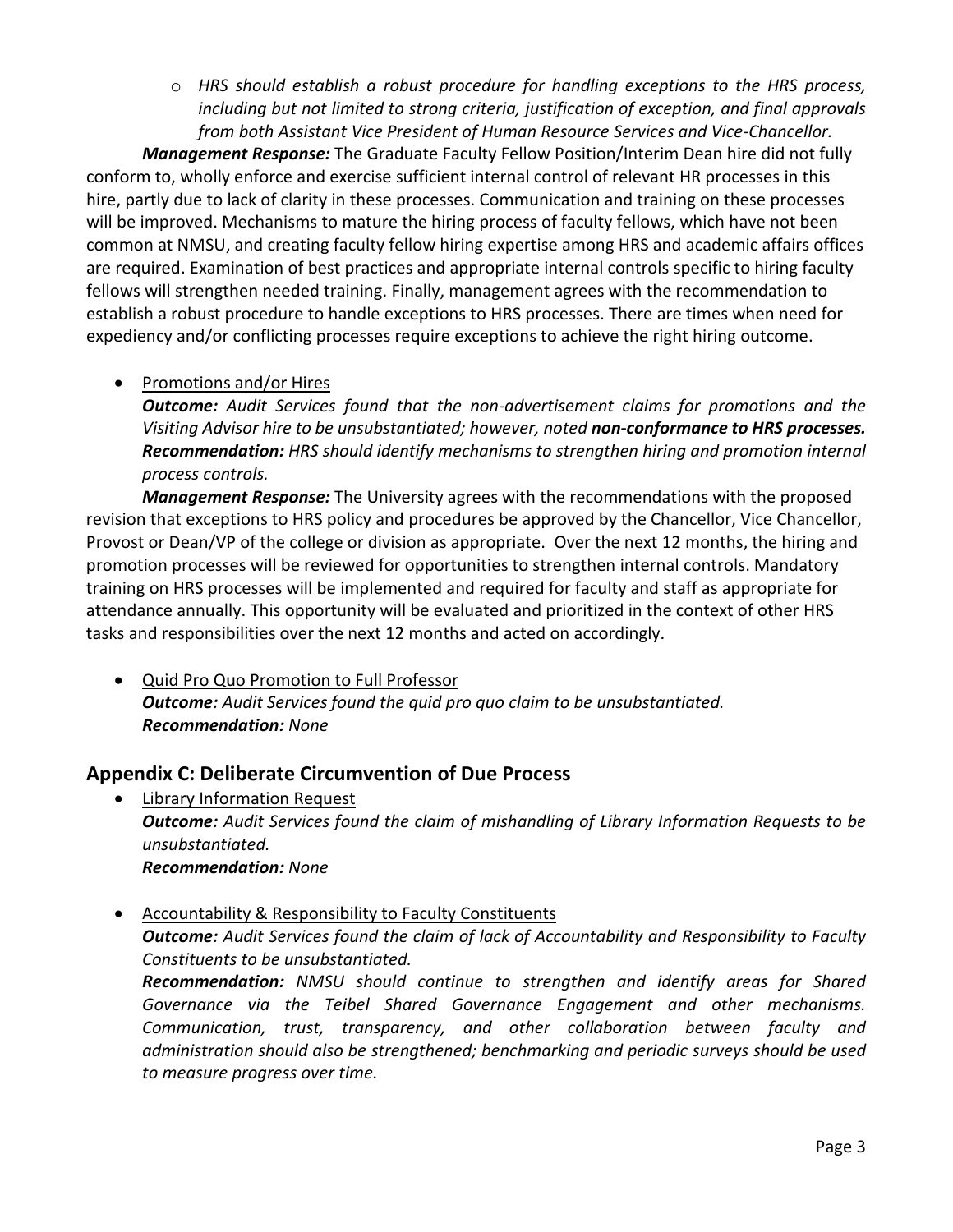- *HRS should establish a robust procedure for handling exceptions to the HRS process, including but not limited to strong criteria, justification of exception, and final approvals from both Assistant Vice President of Human Resource Services and Vice-Chancellor.*

***Management Response:*** The Graduate Faculty Fellow Position/Interim Dean hire did not fully conform to, wholly enforce and exercise sufficient internal control of relevant HR processes in this hire, partly due to lack of clarity in these processes. Communication and training on these processes will be improved. Mechanisms to mature the hiring process of faculty fellows, which have not been common at NMSU, and creating faculty fellow hiring expertise among HRS and academic affairs offices are required. Examination of best practices and appropriate internal controls specific to hiring faculty fellows will strengthen needed training. Finally, management agrees with the recommendation to establish a robust procedure to handle exceptions to HRS processes. There are times when need for expediency and/or conflicting processes require exceptions to achieve the right hiring outcome.

- <u>Promotions and/or Hires</u>
  ***Outcome:*** *Audit Services found that the non-advertisement claims for promotions and the Visiting Advisor hire to be unsubstantiated; however, noted **non-conformance to HRS processes.***
  ***Recommendation:*** *HRS should identify mechanisms to strengthen hiring and promotion internal process controls.*

***Management Response:*** The University agrees with the recommendations with the proposed revision that exceptions to HRS policy and procedures be approved by the Chancellor, Vice Chancellor, Provost or Dean/VP of the college or division as appropriate. Over the next 12 months, the hiring and promotion processes will be reviewed for opportunities to strengthen internal controls. Mandatory training on HRS processes will be implemented and required for faculty and staff as appropriate for attendance annually. This opportunity will be evaluated and prioritized in the context of other HRS tasks and responsibilities over the next 12 months and acted on accordingly.

- <u>Quid Pro Quo Promotion to Full Professor</u>
  ***Outcome:*** *Audit Services found the quid pro quo claim to be unsubstantiated.*
  ***Recommendation:*** *None*

## Appendix C: Deliberate Circumvention of Due Process

- <u>Library Information Request</u>
  ***Outcome:*** *Audit Services found the claim of mishandling of Library Information Requests to be unsubstantiated.*
  ***Recommendation:*** *None*

- <u>Accountability & Responsibility to Faculty Constituents</u>
  ***Outcome:*** *Audit Services found the claim of lack of Accountability and Responsibility to Faculty Constituents to be unsubstantiated.*
  ***Recommendation:*** *NMSU should continue to strengthen and identify areas for Shared Governance via the Teibel Shared Governance Engagement and other mechanisms. Communication, trust, transparency, and other collaboration between faculty and administration should also be strengthened; benchmarking and periodic surveys should be used to measure progress over time.*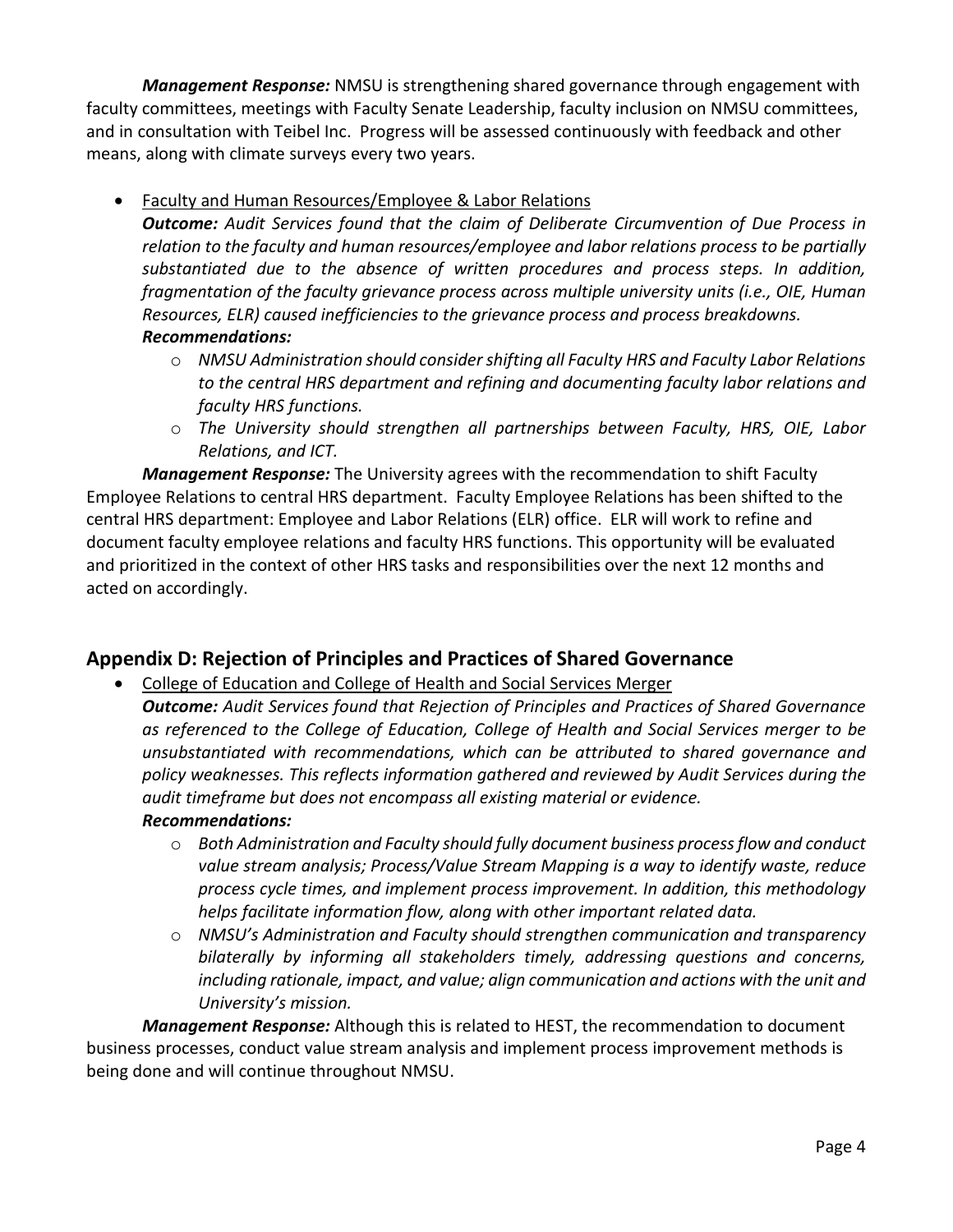***Management Response:*** NMSU is strengthening shared governance through engagement with faculty committees, meetings with Faculty Senate Leadership, faculty inclusion on NMSU committees, and in consultation with Teibel Inc. Progress will be assessed continuously with feedback and other means, along with climate surveys every two years.

- Faculty and Human Resources/Employee & Labor Relations

  ***Outcome:*** *Audit Services found that the claim of Deliberate Circumvention of Due Process in relation to the faculty and human resources/employee and labor relations process to be partially substantiated due to the absence of written procedures and process steps. In addition, fragmentation of the faculty grievance process across multiple university units (i.e., OIE, Human Resources, ELR) caused inefficiencies to the grievance process and process breakdowns.*

  ***Recommendations:***
  - *NMSU Administration should consider shifting all Faculty HRS and Faculty Labor Relations to the central HRS department and refining and documenting faculty labor relations and faculty HRS functions.*
  - *The University should strengthen all partnerships between Faculty, HRS, OIE, Labor Relations, and ICT.*

***Management Response:*** The University agrees with the recommendation to shift Faculty Employee Relations to central HRS department. Faculty Employee Relations has been shifted to the central HRS department: Employee and Labor Relations (ELR) office. ELR will work to refine and document faculty employee relations and faculty HRS functions. This opportunity will be evaluated and prioritized in the context of other HRS tasks and responsibilities over the next 12 months and acted on accordingly.

## Appendix D: Rejection of Principles and Practices of Shared Governance

- College of Education and College of Health and Social Services Merger

  ***Outcome:*** *Audit Services found that Rejection of Principles and Practices of Shared Governance as referenced to the College of Education, College of Health and Social Services merger to be unsubstantiated with recommendations, which can be attributed to shared governance and policy weaknesses. This reflects information gathered and reviewed by Audit Services during the audit timeframe but does not encompass all existing material or evidence.*

  ***Recommendations:***
  - *Both Administration and Faculty should fully document business process flow and conduct value stream analysis; Process/Value Stream Mapping is a way to identify waste, reduce process cycle times, and implement process improvement. In addition, this methodology helps facilitate information flow, along with other important related data.*
  - *NMSU's Administration and Faculty should strengthen communication and transparency bilaterally by informing all stakeholders timely, addressing questions and concerns, including rationale, impact, and value; align communication and actions with the unit and University's mission.*

***Management Response:*** Although this is related to HEST, the recommendation to document business processes, conduct value stream analysis and implement process improvement methods is being done and will continue throughout NMSU.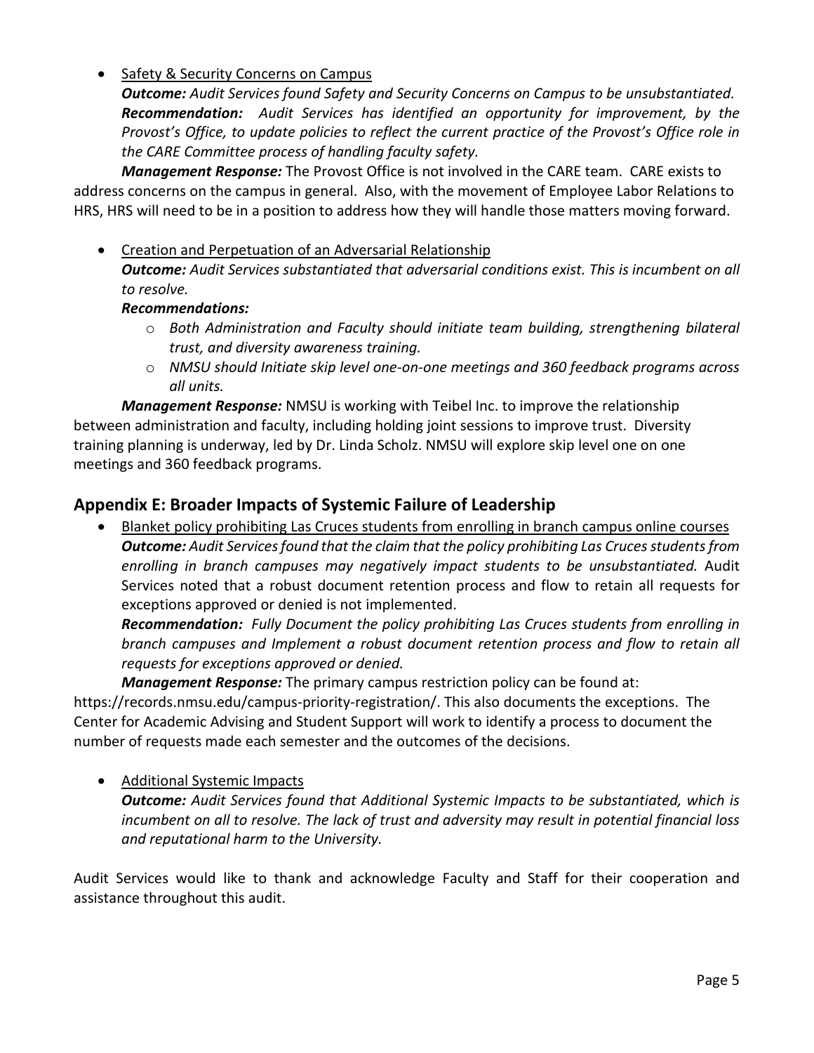- Safety & Security Concerns on Campus

  ***Outcome:*** *Audit Services found Safety and Security Concerns on Campus to be unsubstantiated.*

  ***Recommendation:*** *Audit Services has identified an opportunity for improvement, by the Provost's Office, to update policies to reflect the current practice of the Provost's Office role in the CARE Committee process of handling faculty safety.*

  ***Management Response:*** The Provost Office is not involved in the CARE team. CARE exists to address concerns on the campus in general. Also, with the movement of Employee Labor Relations to HRS, HRS will need to be in a position to address how they will handle those matters moving forward.

- Creation and Perpetuation of an Adversarial Relationship

  ***Outcome:*** *Audit Services substantiated that adversarial conditions exist. This is incumbent on all to resolve.*

  ***Recommendations:***
  - *Both Administration and Faculty should initiate team building, strengthening bilateral trust, and diversity awareness training.*
  - *NMSU should Initiate skip level one-on-one meetings and 360 feedback programs across all units.*

  ***Management Response:*** NMSU is working with Teibel Inc. to improve the relationship between administration and faculty, including holding joint sessions to improve trust. Diversity training planning is underway, led by Dr. Linda Scholz. NMSU will explore skip level one on one meetings and 360 feedback programs.

## Appendix E: Broader Impacts of Systemic Failure of Leadership

- Blanket policy prohibiting Las Cruces students from enrolling in branch campus online courses

  ***Outcome:*** *Audit Services found that the claim that the policy prohibiting Las Cruces students from enrolling in branch campuses may negatively impact students to be unsubstantiated.* Audit Services noted that a robust document retention process and flow to retain all requests for exceptions approved or denied is not implemented.

  ***Recommendation:*** *Fully Document the policy prohibiting Las Cruces students from enrolling in branch campuses and Implement a robust document retention process and flow to retain all requests for exceptions approved or denied.*

  ***Management Response:*** The primary campus restriction policy can be found at: https://records.nmsu.edu/campus-priority-registration/. This also documents the exceptions. The Center for Academic Advising and Student Support will work to identify a process to document the number of requests made each semester and the outcomes of the decisions.

- Additional Systemic Impacts

  ***Outcome:*** *Audit Services found that Additional Systemic Impacts to be substantiated, which is incumbent on all to resolve. The lack of trust and adversity may result in potential financial loss and reputational harm to the University.*

Audit Services would like to thank and acknowledge Faculty and Staff for their cooperation and assistance throughout this audit.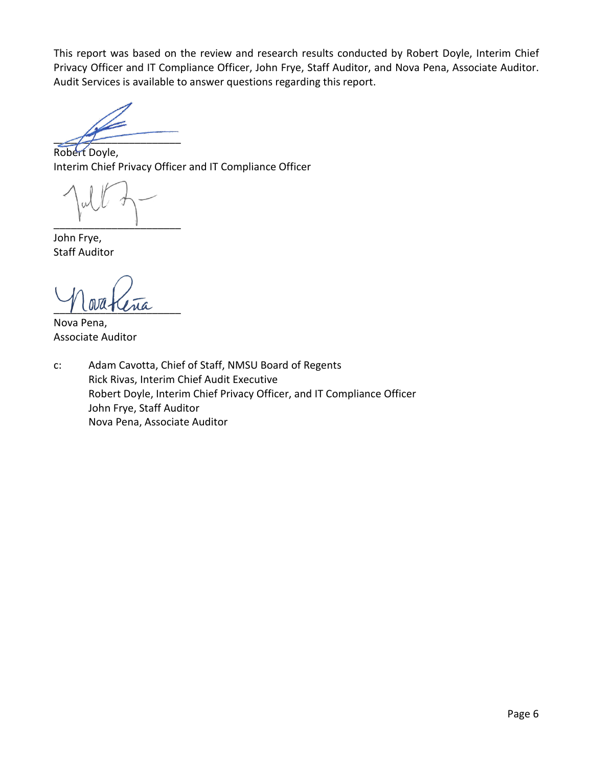This report was based on the review and research results conducted by Robert Doyle, Interim Chief Privacy Officer and IT Compliance Officer, John Frye, Staff Auditor, and Nova Pena, Associate Auditor. Audit Services is available to answer questions regarding this report.

______________________

Robert Doyle,
Interim Chief Privacy Officer and IT Compliance Officer

______________________

John Frye,
Staff Auditor

______________________

Nova Pena,
Associate Auditor

c: Adam Cavotta, Chief of Staff, NMSU Board of Regents
Rick Rivas, Interim Chief Audit Executive
Robert Doyle, Interim Chief Privacy Officer, and IT Compliance Officer
John Frye, Staff Auditor
Nova Pena, Associate Auditor